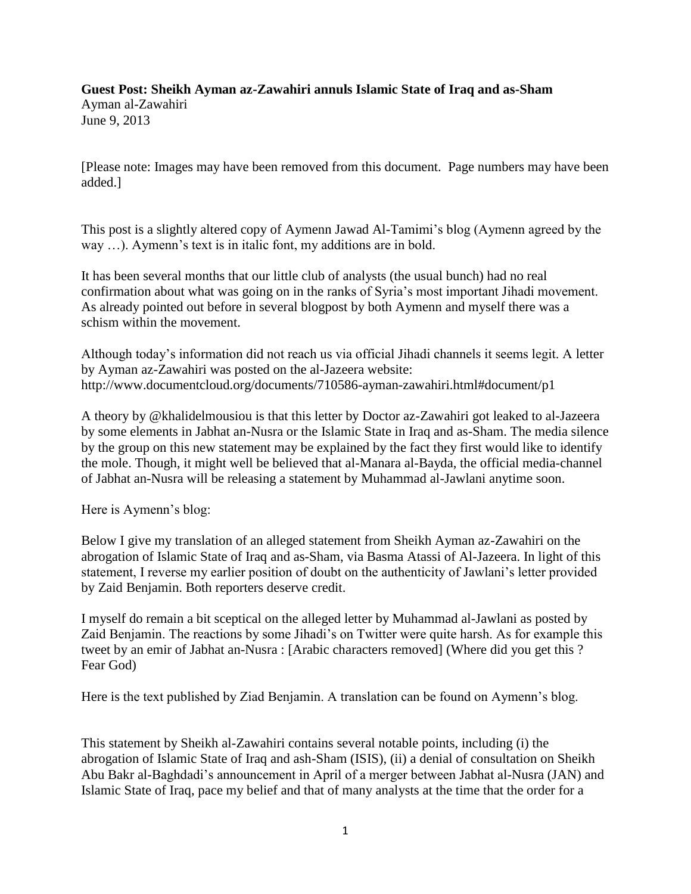**Guest Post: Sheikh Ayman az-Zawahiri annuls Islamic State of Iraq and as-Sham**
Ayman al-Zawahiri
June 9, 2013

[Please note: Images may have been removed from this document. Page numbers may have been added.]

This post is a slightly altered copy of Aymenn Jawad Al-Tamimi's blog (Aymenn agreed by the way …). Aymenn's text is in italic font, my additions are in bold.

It has been several months that our little club of analysts (the usual bunch) had no real confirmation about what was going on in the ranks of Syria's most important Jihadi movement. As already pointed out before in several blogpost by both Aymenn and myself there was a schism within the movement.

Although today's information did not reach us via official Jihadi channels it seems legit. A letter by Ayman az-Zawahiri was posted on the al-Jazeera website: http://www.documentcloud.org/documents/710586-ayman-zawahiri.html#document/p1

A theory by @khalidelmousiou is that this letter by Doctor az-Zawahiri got leaked to al-Jazeera by some elements in Jabhat an-Nusra or the Islamic State in Iraq and as-Sham. The media silence by the group on this new statement may be explained by the fact they first would like to identify the mole. Though, it might well be believed that al-Manara al-Bayda, the official media-channel of Jabhat an-Nusra will be releasing a statement by Muhammad al-Jawlani anytime soon.

Here is Aymenn's blog:

Below I give my translation of an alleged statement from Sheikh Ayman az-Zawahiri on the abrogation of Islamic State of Iraq and as-Sham, via Basma Atassi of Al-Jazeera. In light of this statement, I reverse my earlier position of doubt on the authenticity of Jawlani's letter provided by Zaid Benjamin. Both reporters deserve credit.

I myself do remain a bit sceptical on the alleged letter by Muhammad al-Jawlani as posted by Zaid Benjamin. The reactions by some Jihadi's on Twitter were quite harsh. As for example this tweet by an emir of Jabhat an-Nusra : [Arabic characters removed] (Where did you get this ? Fear God)

Here is the text published by Ziad Benjamin. A translation can be found on Aymenn's blog.

This statement by Sheikh al-Zawahiri contains several notable points, including (i) the abrogation of Islamic State of Iraq and ash-Sham (ISIS), (ii) a denial of consultation on Sheikh Abu Bakr al-Baghdadi's announcement in April of a merger between Jabhat al-Nusra (JAN) and Islamic State of Iraq, pace my belief and that of many analysts at the time that the order for a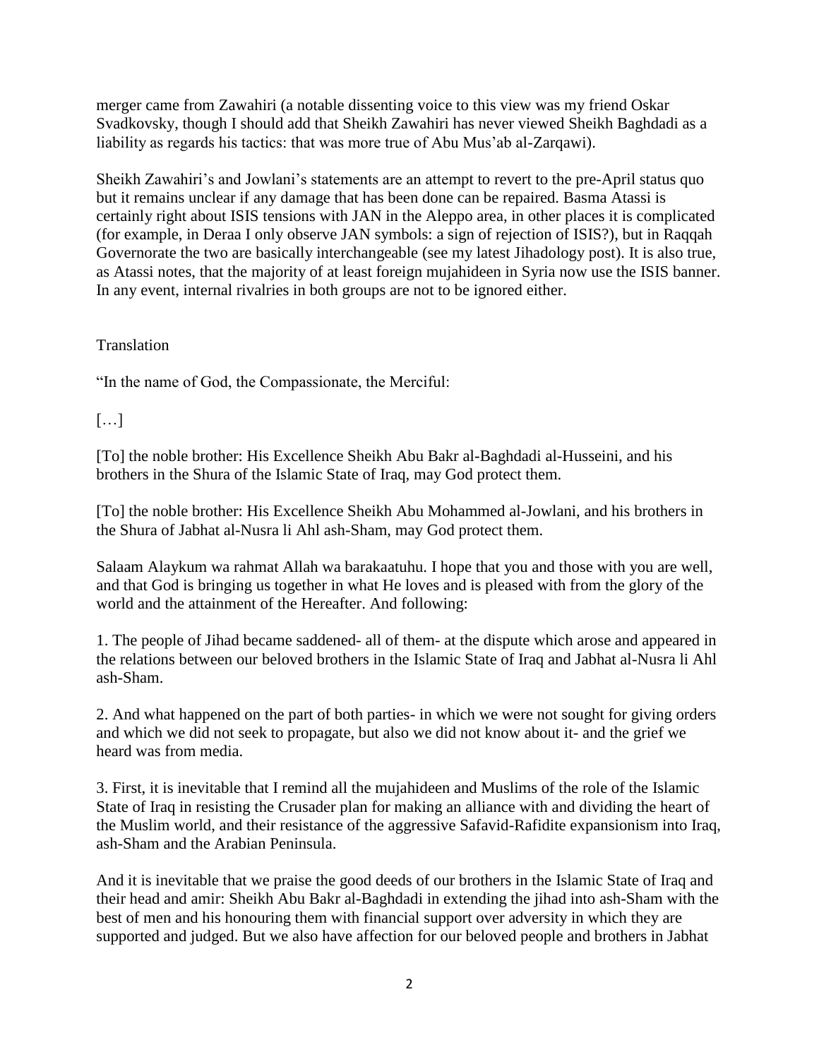merger came from Zawahiri (a notable dissenting voice to this view was my friend Oskar Svadkovsky, though I should add that Sheikh Zawahiri has never viewed Sheikh Baghdadi as a liability as regards his tactics: that was more true of Abu Mus'ab al-Zarqawi).

Sheikh Zawahiri's and Jowlani's statements are an attempt to revert to the pre-April status quo but it remains unclear if any damage that has been done can be repaired. Basma Atassi is certainly right about ISIS tensions with JAN in the Aleppo area, in other places it is complicated (for example, in Deraa I only observe JAN symbols: a sign of rejection of ISIS?), but in Raqqah Governorate the two are basically interchangeable (see my latest Jihadology post). It is also true, as Atassi notes, that the majority of at least foreign mujahideen in Syria now use the ISIS banner. In any event, internal rivalries in both groups are not to be ignored either.

Translation

"In the name of God, the Compassionate, the Merciful:

[…]

[To] the noble brother: His Excellence Sheikh Abu Bakr al-Baghdadi al-Husseini, and his brothers in the Shura of the Islamic State of Iraq, may God protect them.

[To] the noble brother: His Excellence Sheikh Abu Mohammed al-Jowlani, and his brothers in the Shura of Jabhat al-Nusra li Ahl ash-Sham, may God protect them.

Salaam Alaykum wa rahmat Allah wa barakaatuhu. I hope that you and those with you are well, and that God is bringing us together in what He loves and is pleased with from the glory of the world and the attainment of the Hereafter. And following:

1. The people of Jihad became saddened- all of them- at the dispute which arose and appeared in the relations between our beloved brothers in the Islamic State of Iraq and Jabhat al-Nusra li Ahl ash-Sham.

2. And what happened on the part of both parties- in which we were not sought for giving orders and which we did not seek to propagate, but also we did not know about it- and the grief we heard was from media.

3. First, it is inevitable that I remind all the mujahideen and Muslims of the role of the Islamic State of Iraq in resisting the Crusader plan for making an alliance with and dividing the heart of the Muslim world, and their resistance of the aggressive Safavid-Rafidite expansionism into Iraq, ash-Sham and the Arabian Peninsula.

And it is inevitable that we praise the good deeds of our brothers in the Islamic State of Iraq and their head and amir: Sheikh Abu Bakr al-Baghdadi in extending the jihad into ash-Sham with the best of men and his honouring them with financial support over adversity in which they are supported and judged. But we also have affection for our beloved people and brothers in Jabhat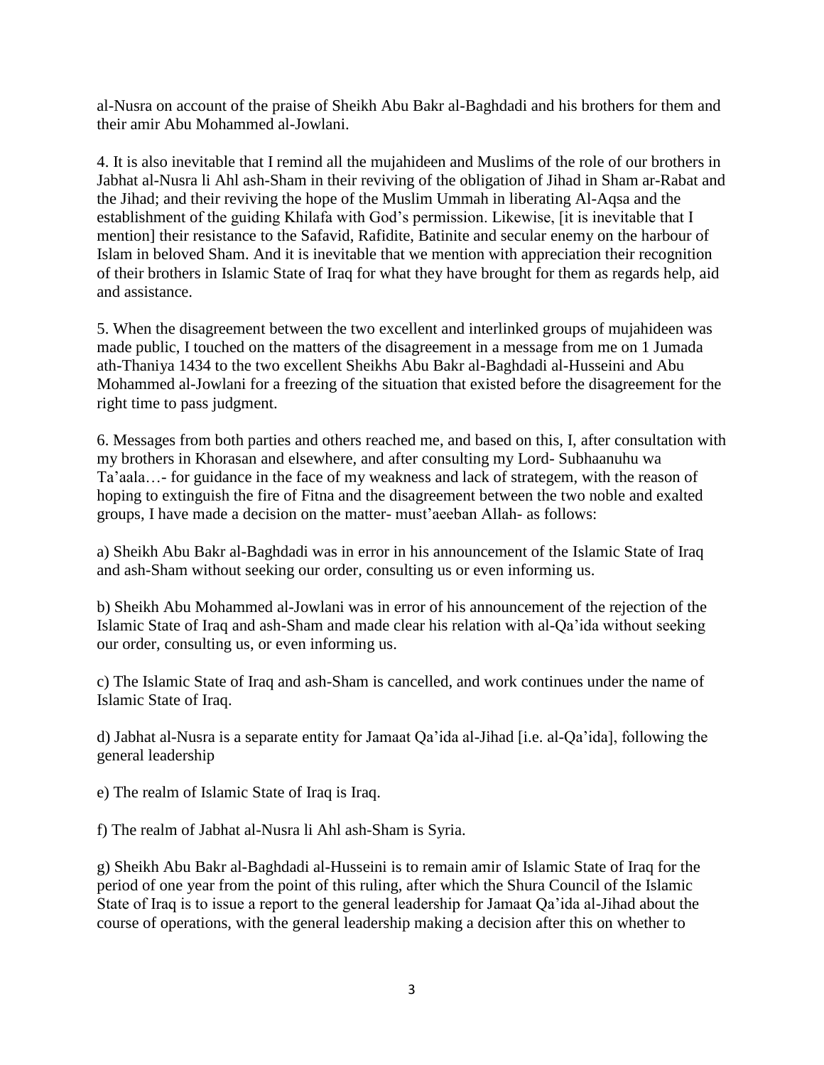al-Nusra on account of the praise of Sheikh Abu Bakr al-Baghdadi and his brothers for them and their amir Abu Mohammed al-Jowlani.

4. It is also inevitable that I remind all the mujahideen and Muslims of the role of our brothers in Jabhat al-Nusra li Ahl ash-Sham in their reviving of the obligation of Jihad in Sham ar-Rabat and the Jihad; and their reviving the hope of the Muslim Ummah in liberating Al-Aqsa and the establishment of the guiding Khilafa with God's permission. Likewise, [it is inevitable that I mention] their resistance to the Safavid, Rafidite, Batinite and secular enemy on the harbour of Islam in beloved Sham. And it is inevitable that we mention with appreciation their recognition of their brothers in Islamic State of Iraq for what they have brought for them as regards help, aid and assistance.

5. When the disagreement between the two excellent and interlinked groups of mujahideen was made public, I touched on the matters of the disagreement in a message from me on 1 Jumada ath-Thaniya 1434 to the two excellent Sheikhs Abu Bakr al-Baghdadi al-Husseini and Abu Mohammed al-Jowlani for a freezing of the situation that existed before the disagreement for the right time to pass judgment.

6. Messages from both parties and others reached me, and based on this, I, after consultation with my brothers in Khorasan and elsewhere, and after consulting my Lord- Subhaanuhu wa Ta'aala…- for guidance in the face of my weakness and lack of strategem, with the reason of hoping to extinguish the fire of Fitna and the disagreement between the two noble and exalted groups, I have made a decision on the matter- must'aeeban Allah- as follows:

a) Sheikh Abu Bakr al-Baghdadi was in error in his announcement of the Islamic State of Iraq and ash-Sham without seeking our order, consulting us or even informing us.

b) Sheikh Abu Mohammed al-Jowlani was in error of his announcement of the rejection of the Islamic State of Iraq and ash-Sham and made clear his relation with al-Qa'ida without seeking our order, consulting us, or even informing us.

c) The Islamic State of Iraq and ash-Sham is cancelled, and work continues under the name of Islamic State of Iraq.

d) Jabhat al-Nusra is a separate entity for Jamaat Qa'ida al-Jihad [i.e. al-Qa'ida], following the general leadership

e) The realm of Islamic State of Iraq is Iraq.

f) The realm of Jabhat al-Nusra li Ahl ash-Sham is Syria.

g) Sheikh Abu Bakr al-Baghdadi al-Husseini is to remain amir of Islamic State of Iraq for the period of one year from the point of this ruling, after which the Shura Council of the Islamic State of Iraq is to issue a report to the general leadership for Jamaat Qa'ida al-Jihad about the course of operations, with the general leadership making a decision after this on whether to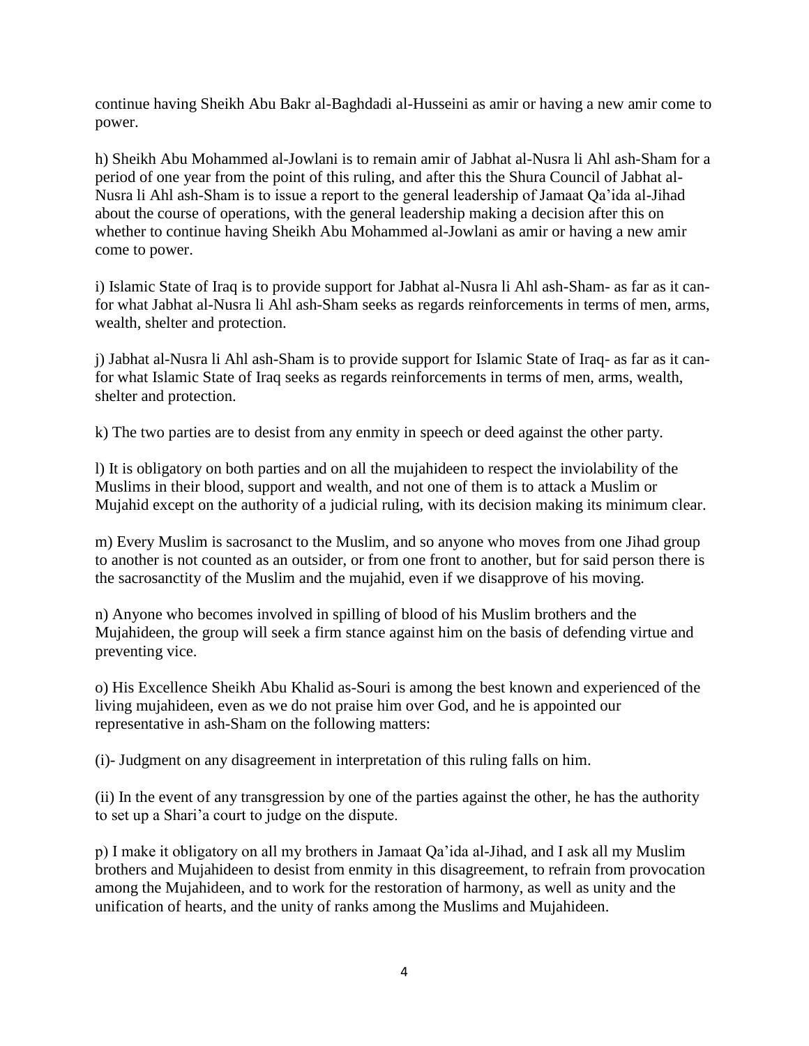continue having Sheikh Abu Bakr al-Baghdadi al-Husseini as amir or having a new amir come to power.

h) Sheikh Abu Mohammed al-Jowlani is to remain amir of Jabhat al-Nusra li Ahl ash-Sham for a period of one year from the point of this ruling, and after this the Shura Council of Jabhat al-Nusra li Ahl ash-Sham is to issue a report to the general leadership of Jamaat Qa'ida al-Jihad about the course of operations, with the general leadership making a decision after this on whether to continue having Sheikh Abu Mohammed al-Jowlani as amir or having a new amir come to power.

i) Islamic State of Iraq is to provide support for Jabhat al-Nusra li Ahl ash-Sham- as far as it can- for what Jabhat al-Nusra li Ahl ash-Sham seeks as regards reinforcements in terms of men, arms, wealth, shelter and protection.

j) Jabhat al-Nusra li Ahl ash-Sham is to provide support for Islamic State of Iraq- as far as it can- for what Islamic State of Iraq seeks as regards reinforcements in terms of men, arms, wealth, shelter and protection.

k) The two parties are to desist from any enmity in speech or deed against the other party.

l) It is obligatory on both parties and on all the mujahideen to respect the inviolability of the Muslims in their blood, support and wealth, and not one of them is to attack a Muslim or Mujahid except on the authority of a judicial ruling, with its decision making its minimum clear.

m) Every Muslim is sacrosanct to the Muslim, and so anyone who moves from one Jihad group to another is not counted as an outsider, or from one front to another, but for said person there is the sacrosanctity of the Muslim and the mujahid, even if we disapprove of his moving.

n) Anyone who becomes involved in spilling of blood of his Muslim brothers and the Mujahideen, the group will seek a firm stance against him on the basis of defending virtue and preventing vice.

o) His Excellence Sheikh Abu Khalid as-Souri is among the best known and experienced of the living mujahideen, even as we do not praise him over God, and he is appointed our representative in ash-Sham on the following matters:

(i)- Judgment on any disagreement in interpretation of this ruling falls on him.

(ii) In the event of any transgression by one of the parties against the other, he has the authority to set up a Shari'a court to judge on the dispute.

p) I make it obligatory on all my brothers in Jamaat Qa'ida al-Jihad, and I ask all my Muslim brothers and Mujahideen to desist from enmity in this disagreement, to refrain from provocation among the Mujahideen, and to work for the restoration of harmony, as well as unity and the unification of hearts, and the unity of ranks among the Muslims and Mujahideen.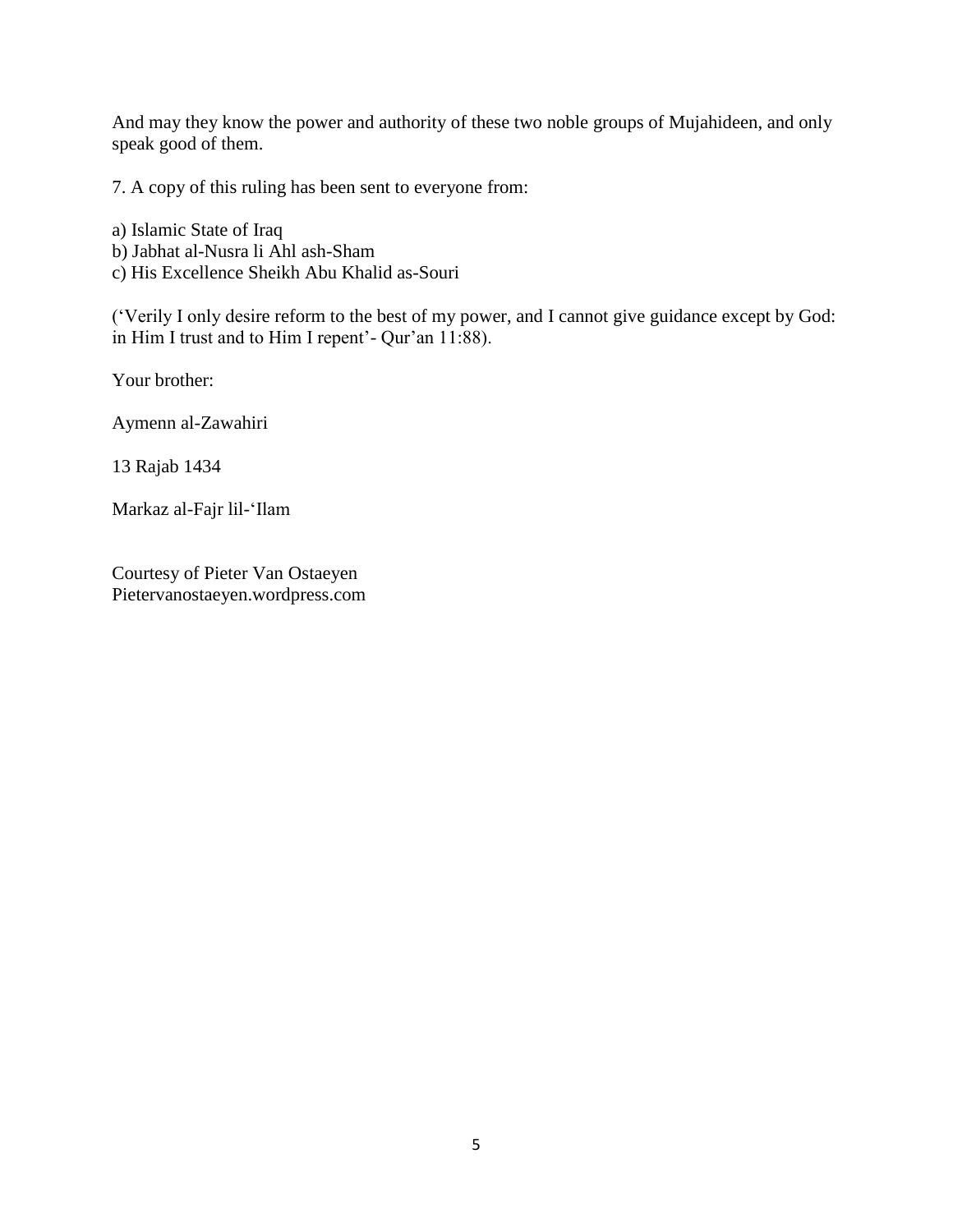And may they know the power and authority of these two noble groups of Mujahideen, and only speak good of them.

7. A copy of this ruling has been sent to everyone from:

a) Islamic State of Iraq
b) Jabhat al-Nusra li Ahl ash-Sham
c) His Excellence Sheikh Abu Khalid as-Souri

('Verily I only desire reform to the best of my power, and I cannot give guidance except by God: in Him I trust and to Him I repent'- Qur'an 11:88).

Your brother:

Aymenn al-Zawahiri

13 Rajab 1434

Markaz al-Fajr lil-'Ilam

Courtesy of Pieter Van Ostaeyen
Pietervanostaeyen.wordpress.com